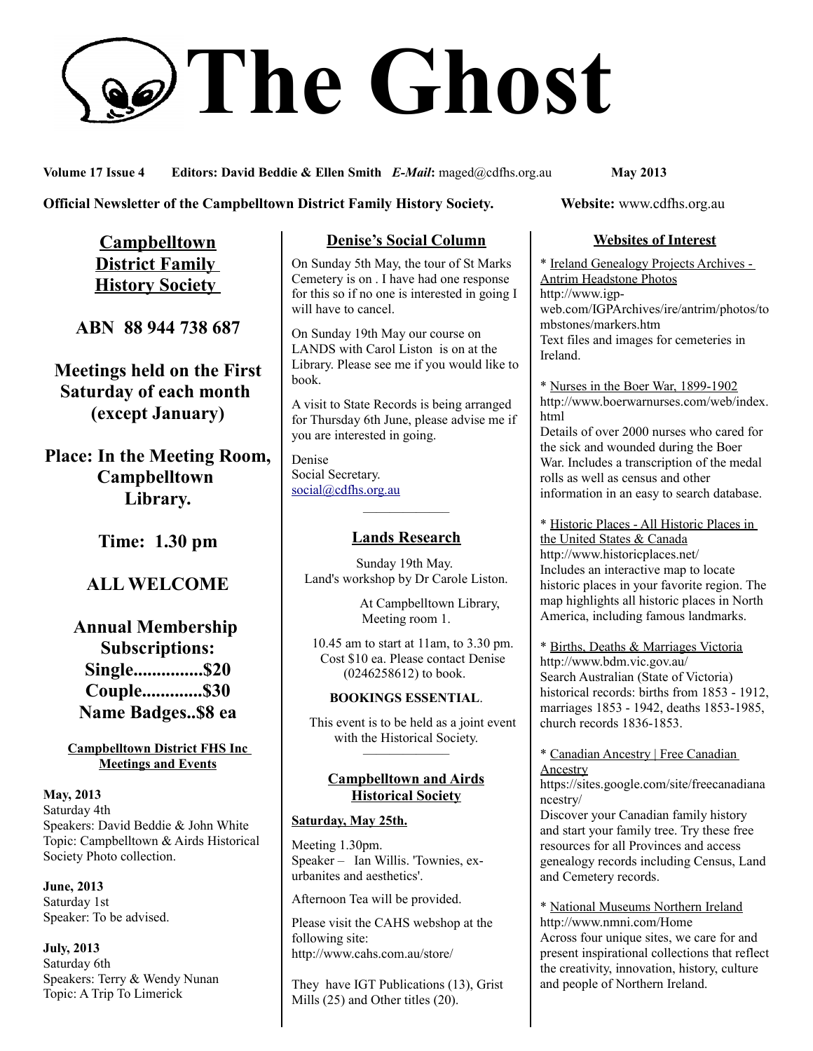# The Ghost

**Volume 17 Issue 4 Editors: David Beddie & Ellen Smith** ***E-Mail*****:** maged@cdfhs.org.au **May 2013**

**Official Newsletter of the Campbelltown District Family History Society. Website:** www.cdfhs.org.au

## Campbelltown District Family History Society

**ABN 88 944 738 687**

**Meetings held on the First Saturday of each month (except January)**

**Place: In the Meeting Room, Campbelltown Library.**

**Time: 1.30 pm**

**ALL WELCOME**

**Annual Membership Subscriptions:**
**Single...............$20**
**Couple.............$30**
**Name Badges..$8 ea**

### Campbelltown District FHS Inc Meetings and Events

**May, 2013**
Saturday 4th
Speakers: David Beddie & John White
Topic: Campbelltown & Airds Historical Society Photo collection.

**June, 2013**
Saturday 1st
Speaker: To be advised.

**July, 2013**
Saturday 6th
Speakers: Terry & Wendy Nunan
Topic: A Trip To Limerick

## Denise's Social Column

On Sunday 5th May, the tour of St Marks Cemetery is on . I have had one response for this so if no one is interested in going I will have to cancel.

On Sunday 19th May our course on LANDS with Carol Liston is on at the Library. Please see me if you would like to book.

A visit to State Records is being arranged for Thursday 6th June, please advise me if you are interested in going.

Denise
Social Secretary.
social@cdfhs.org.au

## Lands Research

Sunday 19th May.
Land's workshop by Dr Carole Liston.

At Campbelltown Library,
Meeting room 1.

10.45 am to start at 11am, to 3.30 pm.
Cost $10 ea. Please contact Denise (0246258612) to book.

**BOOKINGS ESSENTIAL**.

This event is to be held as a joint event with the Historical Society.

## Campbelltown and Airds Historical Society

**Saturday, May 25th.**

Meeting 1.30pm.
Speaker – Ian Willis. 'Townies, ex-urbanites and aesthetics'.

Afternoon Tea will be provided.

Please visit the CAHS webshop at the following site:
http://www.cahs.com.au/store/

They have IGT Publications (13), Grist Mills (25) and Other titles (20).

## Websites of Interest

* Ireland Genealogy Projects Archives - Antrim Headstone Photos
http://www.igp-web.com/IGPArchives/ire/antrim/photos/tombstones/markers.htm
Text files and images for cemeteries in Ireland.

* Nurses in the Boer War, 1899-1902
http://www.boerwarnurses.com/web/index.html
Details of over 2000 nurses who cared for the sick and wounded during the Boer War. Includes a transcription of the medal rolls as well as census and other information in an easy to search database.

* Historic Places - All Historic Places in the United States & Canada
http://www.historicplaces.net/
Includes an interactive map to locate historic places in your favorite region. The map highlights all historic places in North America, including famous landmarks.

* Births, Deaths & Marriages Victoria
http://www.bdm.vic.gov.au/
Search Australian (State of Victoria) historical records: births from 1853 - 1912, marriages 1853 - 1942, deaths 1853-1985, church records 1836-1853.

* Canadian Ancestry | Free Canadian Ancestry
https://sites.google.com/site/freecanadianancestry/
Discover your Canadian family history and start your family tree. Try these free resources for all Provinces and access genealogy records including Census, Land and Cemetery records.

* National Museums Northern Ireland
http://www.nmni.com/Home
Across four unique sites, we care for and present inspirational collections that reflect the creativity, innovation, history, culture and people of Northern Ireland.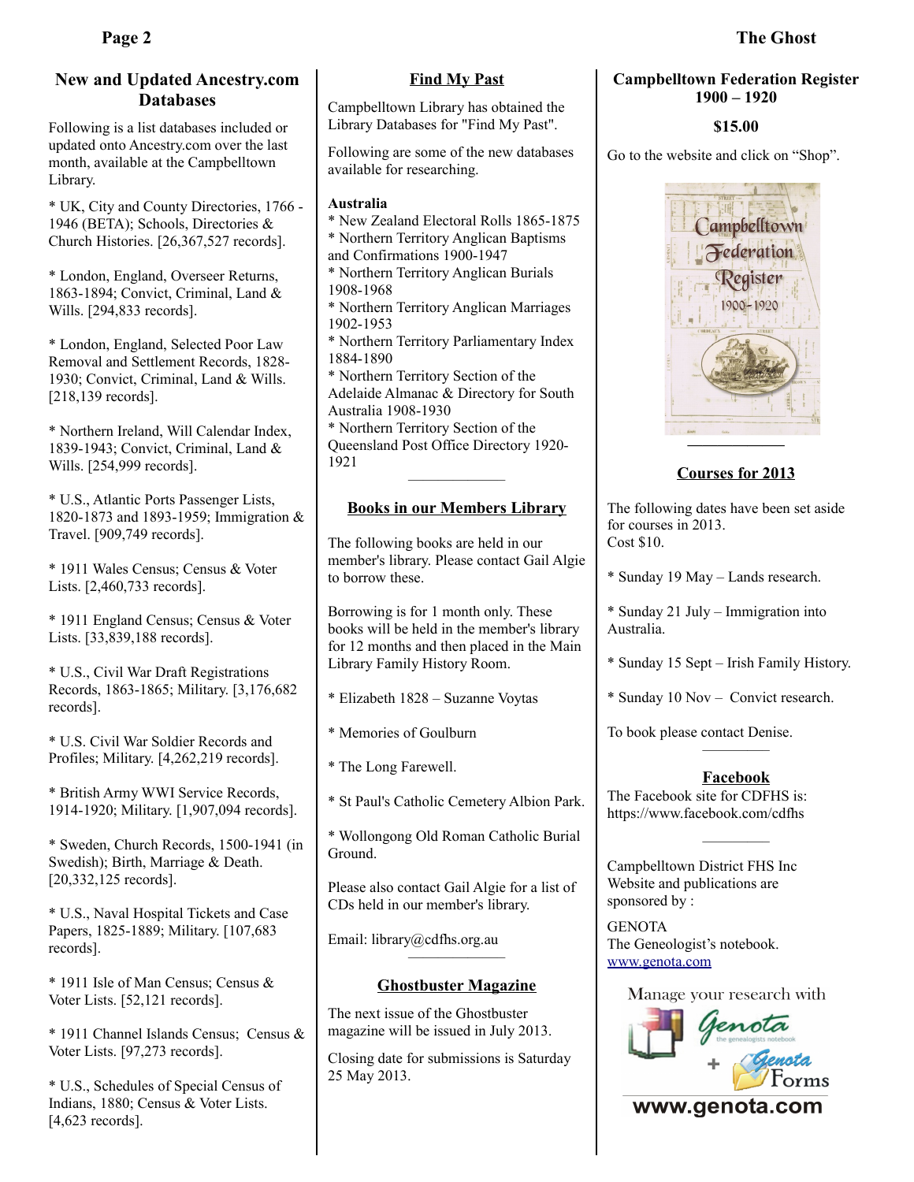## New and Updated Ancestry.com Databases

Following is a list databases included or updated onto Ancestry.com over the last month, available at the Campbelltown Library.

* UK, City and County Directories, 1766 - 1946 (BETA); Schools, Directories & Church Histories. [26,367,527 records].

* London, England, Overseer Returns, 1863-1894; Convict, Criminal, Land & Wills. [294,833 records].

* London, England, Selected Poor Law Removal and Settlement Records, 1828-1930; Convict, Criminal, Land & Wills. [218,139 records].

* Northern Ireland, Will Calendar Index, 1839-1943; Convict, Criminal, Land & Wills. [254,999 records].

* U.S., Atlantic Ports Passenger Lists, 1820-1873 and 1893-1959; Immigration & Travel. [909,749 records].

* 1911 Wales Census; Census & Voter Lists. [2,460,733 records].

* 1911 England Census; Census & Voter Lists. [33,839,188 records].

* U.S., Civil War Draft Registrations Records, 1863-1865; Military. [3,176,682 records].

* U.S. Civil War Soldier Records and Profiles; Military. [4,262,219 records].

* British Army WWI Service Records, 1914-1920; Military. [1,907,094 records].

* Sweden, Church Records, 1500-1941 (in Swedish); Birth, Marriage & Death. [20,332,125 records].

* U.S., Naval Hospital Tickets and Case Papers, 1825-1889; Military. [107,683 records].

* 1911 Isle of Man Census; Census & Voter Lists. [52,121 records].

* 1911 Channel Islands Census; Census & Voter Lists. [97,273 records].

* U.S., Schedules of Special Census of Indians, 1880; Census & Voter Lists. [4,623 records].

## Find My Past

Campbelltown Library has obtained the Library Databases for "Find My Past".

Following are some of the new databases available for researching.

**Australia**

* New Zealand Electoral Rolls 1865-1875
* Northern Territory Anglican Baptisms and Confirmations 1900-1947
* Northern Territory Anglican Burials 1908-1968
* Northern Territory Anglican Marriages 1902-1953
* Northern Territory Parliamentary Index 1884-1890
* Northern Territory Section of the Adelaide Almanac & Directory for South Australia 1908-1930
* Northern Territory Section of the Queensland Post Office Directory 1920-1921

## Books in our Members Library

The following books are held in our member's library. Please contact Gail Algie to borrow these.

Borrowing is for 1 month only. These books will be held in the member's library for 12 months and then placed in the Main Library Family History Room.

* Elizabeth 1828 – Suzanne Voytas

* Memories of Goulburn

* The Long Farewell.

* St Paul's Catholic Cemetery Albion Park.

* Wollongong Old Roman Catholic Burial Ground.

Please also contact Gail Algie for a list of CDs held in our member's library.

Email: library@cdfhs.org.au

## Ghostbuster Magazine

The next issue of the Ghostbuster magazine will be issued in July 2013.

Closing date for submissions is Saturday 25 May 2013.

## Campbelltown Federation Register 1900 – 1920

**$15.00**

Go to the website and click on "Shop".

Campbelltown Federation Register 1900-1920

## Courses for 2013

The following dates have been set aside for courses in 2013.
Cost $10.

* Sunday 19 May – Lands research.

* Sunday 21 July – Immigration into Australia.

* Sunday 15 Sept – Irish Family History.

* Sunday 10 Nov – Convict research.

To book please contact Denise.

## Facebook

The Facebook site for CDFHS is:
https://www.facebook.com/cdfhs

Campbelltown District FHS Inc Website and publications are sponsored by :

GENOTA
The Geneologist's notebook.
www.genota.com

Manage your research with Genota the genealogists notebook + Genota Forms

www.genota.com